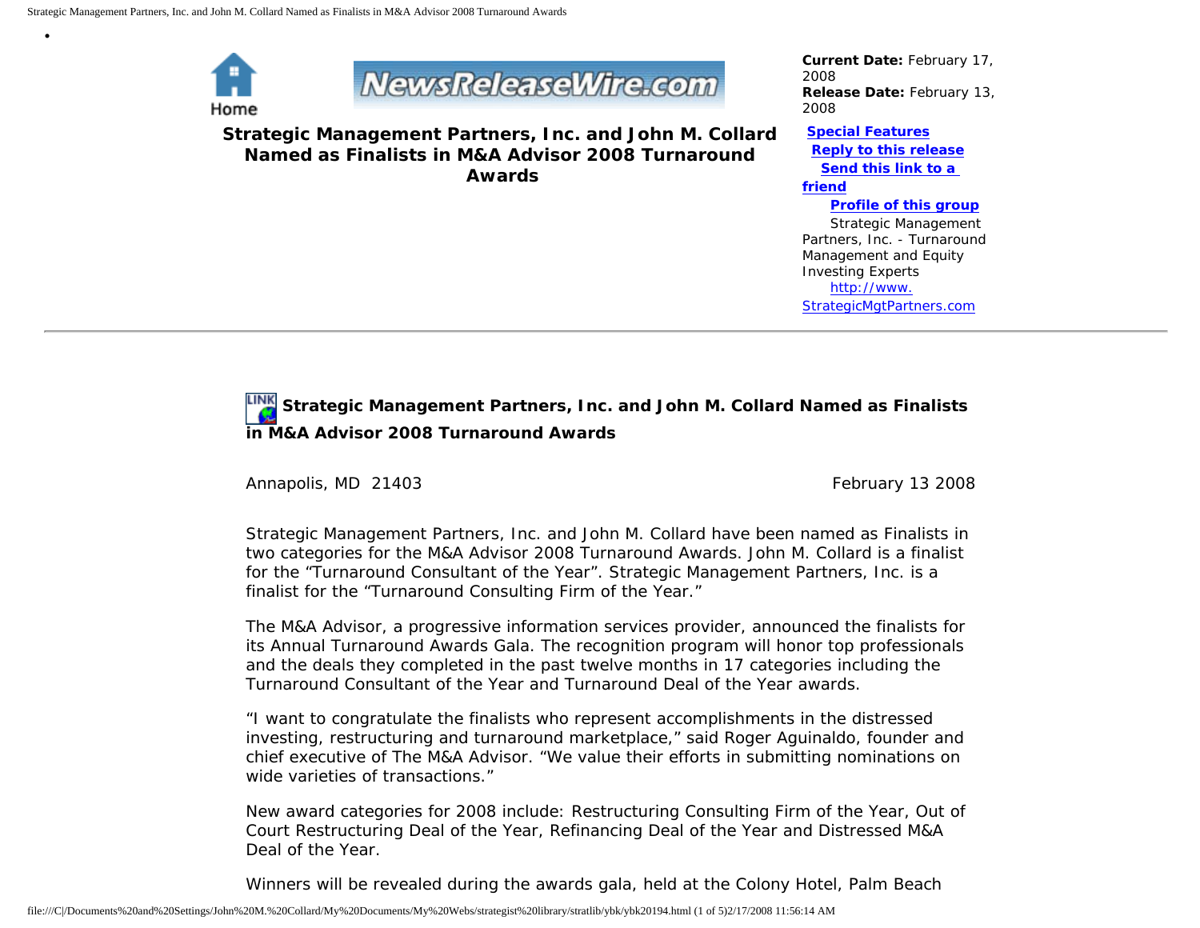•

Home

NewsReleaseWire.com

**Strategic Management Partners, Inc. and John M. Collard Named as Finalists in M&A Advisor 2008 Turnaround Awards**

**Current Date:** February 17, 2008
**Release Date:** February 13, 2008

**Special Features**
**Reply to this release**
**Send this link to a friend**
**Profile of this group**
Strategic Management Partners, Inc. - Turnaround Management and Equity Investing Experts
http://www.StrategicMgtPartners.com

---

## Strategic Management Partners, Inc. and John M. Collard Named as Finalists in M&A Advisor 2008 Turnaround Awards

Annapolis, MD 21403 February 13 2008

Strategic Management Partners, Inc. and John M. Collard have been named as Finalists in two categories for the M&A Advisor 2008 Turnaround Awards. John M. Collard is a finalist for the "Turnaround Consultant of the Year". Strategic Management Partners, Inc. is a finalist for the "Turnaround Consulting Firm of the Year."

The M&A Advisor, a progressive information services provider, announced the finalists for its Annual Turnaround Awards Gala. The recognition program will honor top professionals and the deals they completed in the past twelve months in 17 categories including the Turnaround Consultant of the Year and Turnaround Deal of the Year awards.

"I want to congratulate the finalists who represent accomplishments in the distressed investing, restructuring and turnaround marketplace," said Roger Aguinaldo, founder and chief executive of The M&A Advisor. "We value their efforts in submitting nominations on wide varieties of transactions."

New award categories for 2008 include: Restructuring Consulting Firm of the Year, Out of Court Restructuring Deal of the Year, Refinancing Deal of the Year and Distressed M&A Deal of the Year.

Winners will be revealed during the awards gala, held at the Colony Hotel, Palm Beach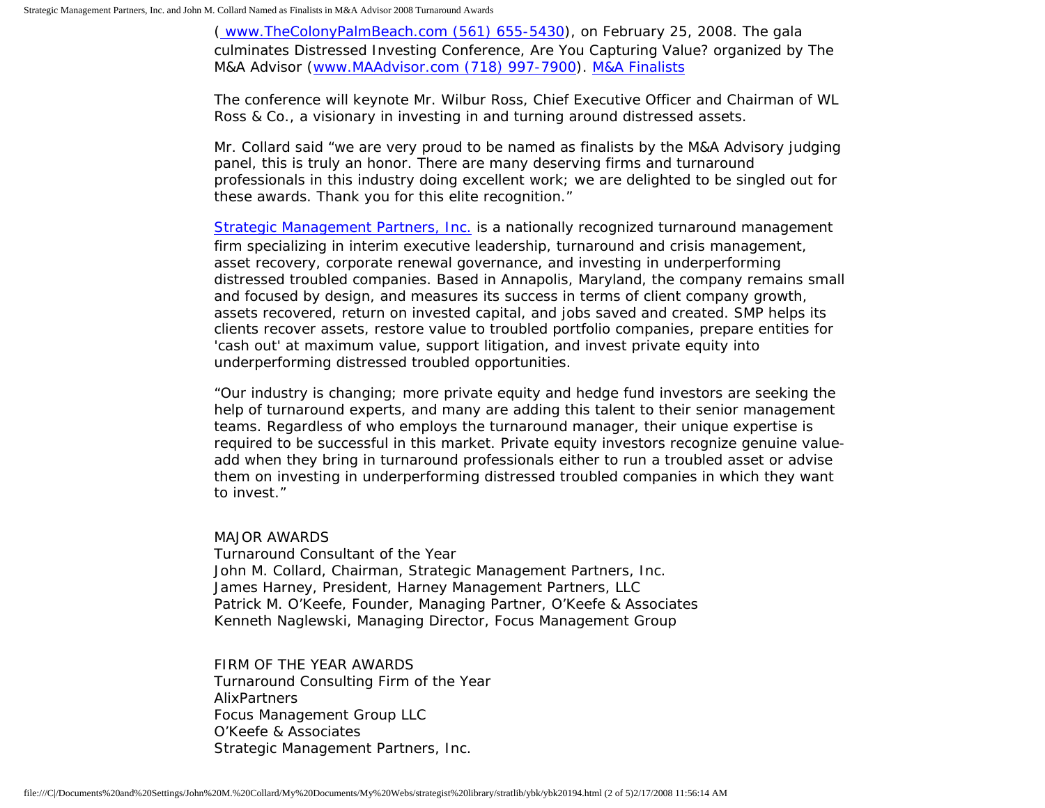( www.TheColonyPalmBeach.com (561) 655-5430), on February 25, 2008. The gala culminates Distressed Investing Conference, Are You Capturing Value? organized by The M&A Advisor (www.MAAdvisor.com (718) 997-7900). M&A Finalists

The conference will keynote Mr. Wilbur Ross, Chief Executive Officer and Chairman of WL Ross & Co., a visionary in investing in and turning around distressed assets.

Mr. Collard said "we are very proud to be named as finalists by the M&A Advisory judging panel, this is truly an honor. There are many deserving firms and turnaround professionals in this industry doing excellent work; we are delighted to be singled out for these awards. Thank you for this elite recognition."

Strategic Management Partners, Inc. is a nationally recognized turnaround management firm specializing in interim executive leadership, turnaround and crisis management, asset recovery, corporate renewal governance, and investing in underperforming distressed troubled companies. Based in Annapolis, Maryland, the company remains small and focused by design, and measures its success in terms of client company growth, assets recovered, return on invested capital, and jobs saved and created. SMP helps its clients recover assets, restore value to troubled portfolio companies, prepare entities for 'cash out' at maximum value, support litigation, and invest private equity into underperforming distressed troubled opportunities.

"Our industry is changing; more private equity and hedge fund investors are seeking the help of turnaround experts, and many are adding this talent to their senior management teams. Regardless of who employs the turnaround manager, their unique expertise is required to be successful in this market. Private equity investors recognize genuine value-add when they bring in turnaround professionals either to run a troubled asset or advise them on investing in underperforming distressed troubled companies in which they want to invest."

MAJOR AWARDS
Turnaround Consultant of the Year
John M. Collard, Chairman, Strategic Management Partners, Inc.
James Harney, President, Harney Management Partners, LLC
Patrick M. O'Keefe, Founder, Managing Partner, O'Keefe & Associates
Kenneth Naglewski, Managing Director, Focus Management Group

FIRM OF THE YEAR AWARDS
Turnaround Consulting Firm of the Year
AlixPartners
Focus Management Group LLC
O'Keefe & Associates
Strategic Management Partners, Inc.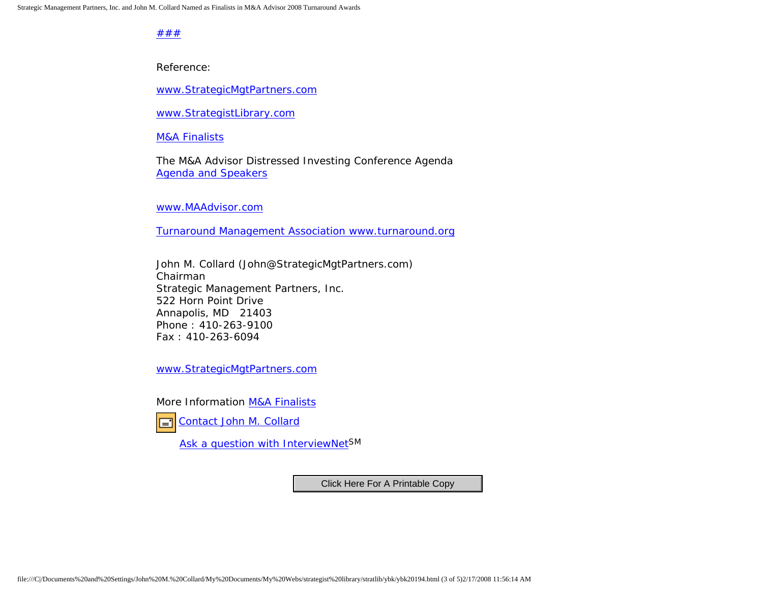###

Reference:

www.StrategicMgtPartners.com

www.StrategistLibrary.com

M&A Finalists

The M&A Advisor Distressed Investing Conference Agenda
Agenda and Speakers

www.MAAdvisor.com

Turnaround Management Association www.turnaround.org

John M. Collard (John@StrategicMgtPartners.com)
Chairman
Strategic Management Partners, Inc.
522 Horn Point Drive
Annapolis, MD 21403
Phone : 410-263-9100
Fax : 410-263-6094

www.StrategicMgtPartners.com

More Information M&A Finalists

Contact John M. Collard

Ask a question with InterviewNet[SM]

Click Here For A Printable Copy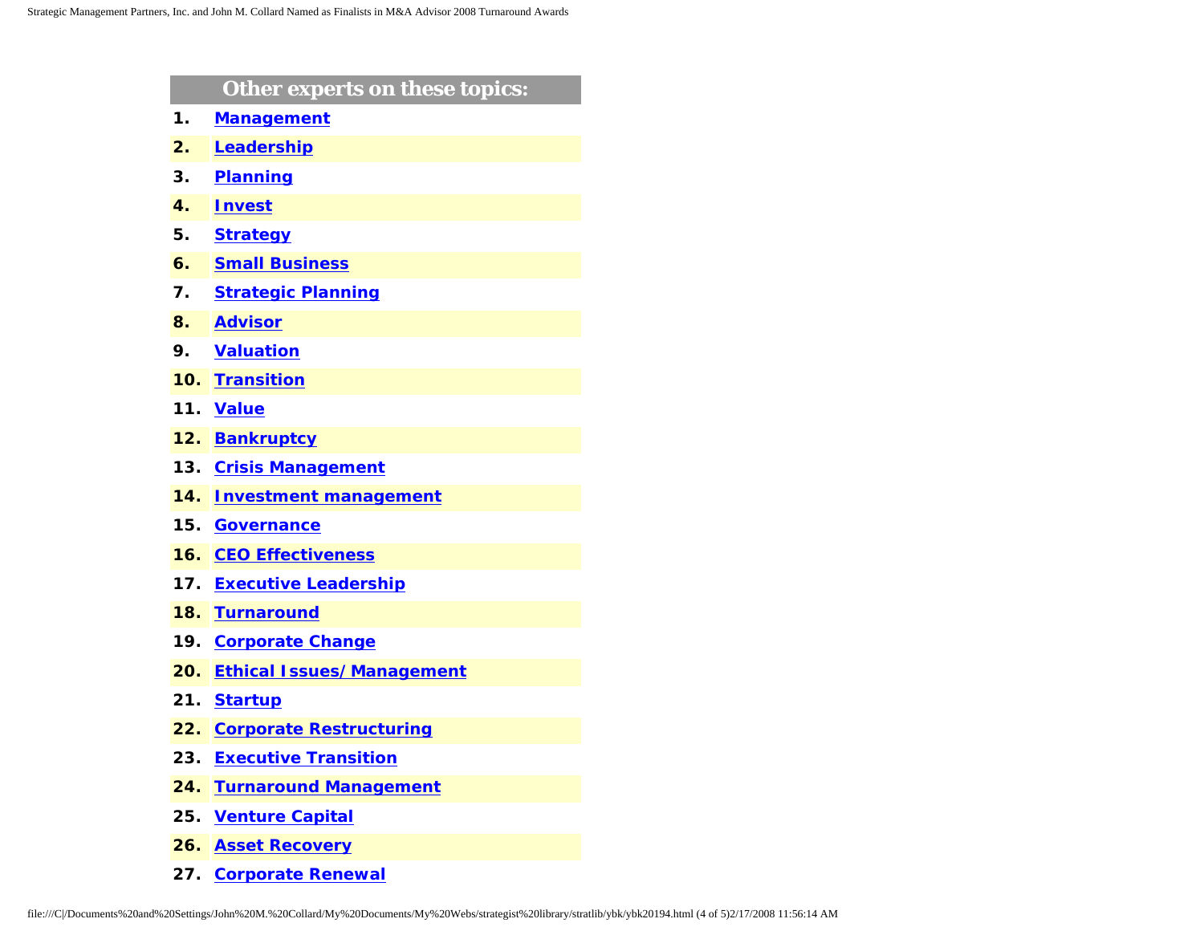| Other experts on these topics: | |
|---|---|
| 1. | **Management** |
| 2. | **Leadership** |
| 3. | **Planning** |
| 4. | **Invest** |
| 5. | **Strategy** |
| 6. | **Small Business** |
| 7. | **Strategic Planning** |
| 8. | **Advisor** |
| 9. | **Valuation** |
| 10. | **Transition** |
| 11. | **Value** |
| 12. | **Bankruptcy** |
| 13. | **Crisis Management** |
| 14. | **Investment management** |
| 15. | **Governance** |
| 16. | **CEO Effectiveness** |
| 17. | **Executive Leadership** |
| 18. | **Turnaround** |
| 19. | **Corporate Change** |
| 20. | **Ethical Issues/ Management** |
| 21. | **Startup** |
| 22. | **Corporate Restructuring** |
| 23. | **Executive Transition** |
| 24. | **Turnaround Management** |
| 25. | **Venture Capital** |
| 26. | **Asset Recovery** |
| 27. | **Corporate Renewal** |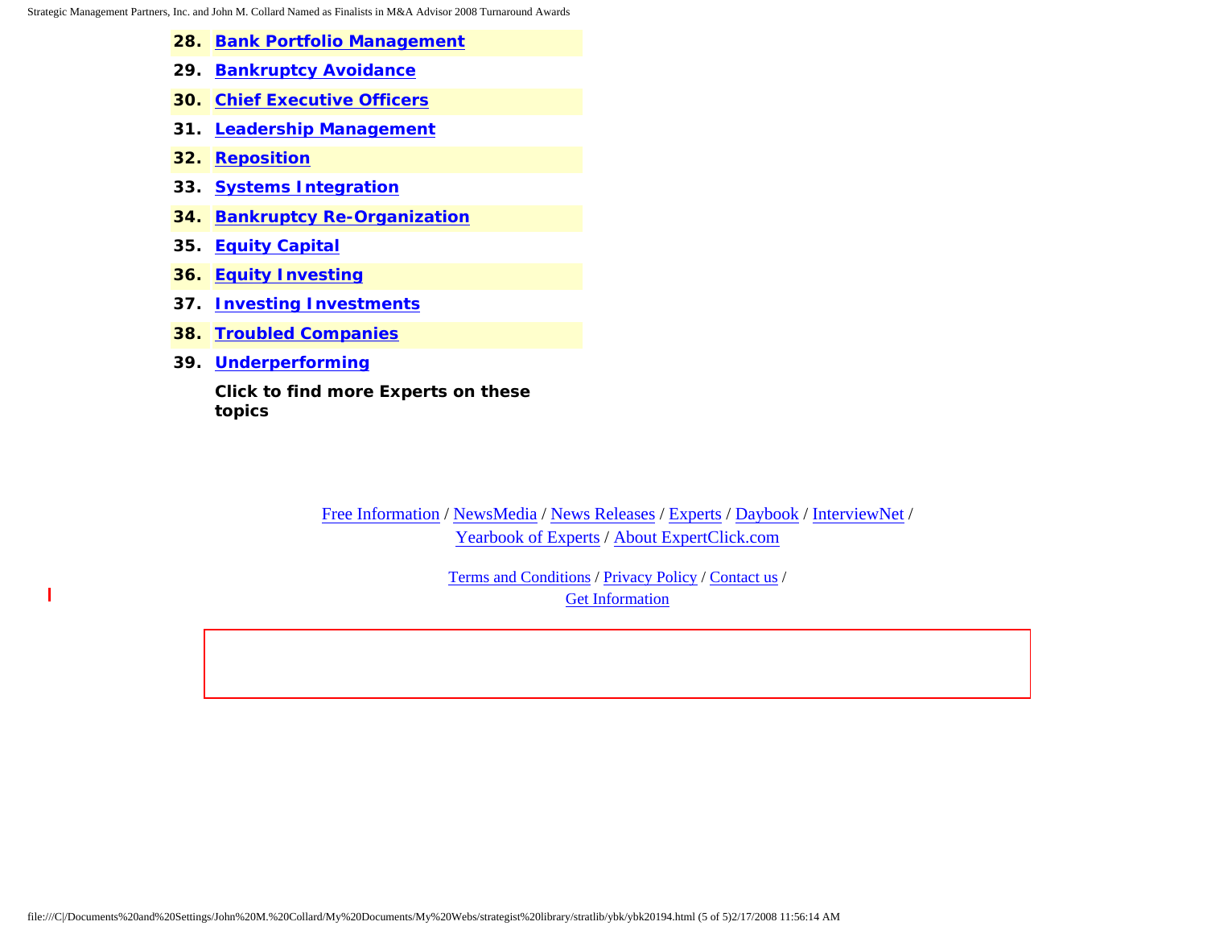28. **Bank Portfolio Management**
29. **Bankruptcy Avoidance**
30. **Chief Executive Officers**
31. **Leadership Management**
32. **Reposition**
33. **Systems Integration**
34. **Bankruptcy Re-Organization**
35. **Equity Capital**
36. **Equity Investing**
37. **Investing Investments**
38. **Troubled Companies**
39. **Underperforming**

**Click to find more Experts on these topics**

Free Information / NewsMedia / News Releases / Experts / Daybook / InterviewNet / Yearbook of Experts / About ExpertClick.com

Terms and Conditions / Privacy Policy / Contact us / Get Information